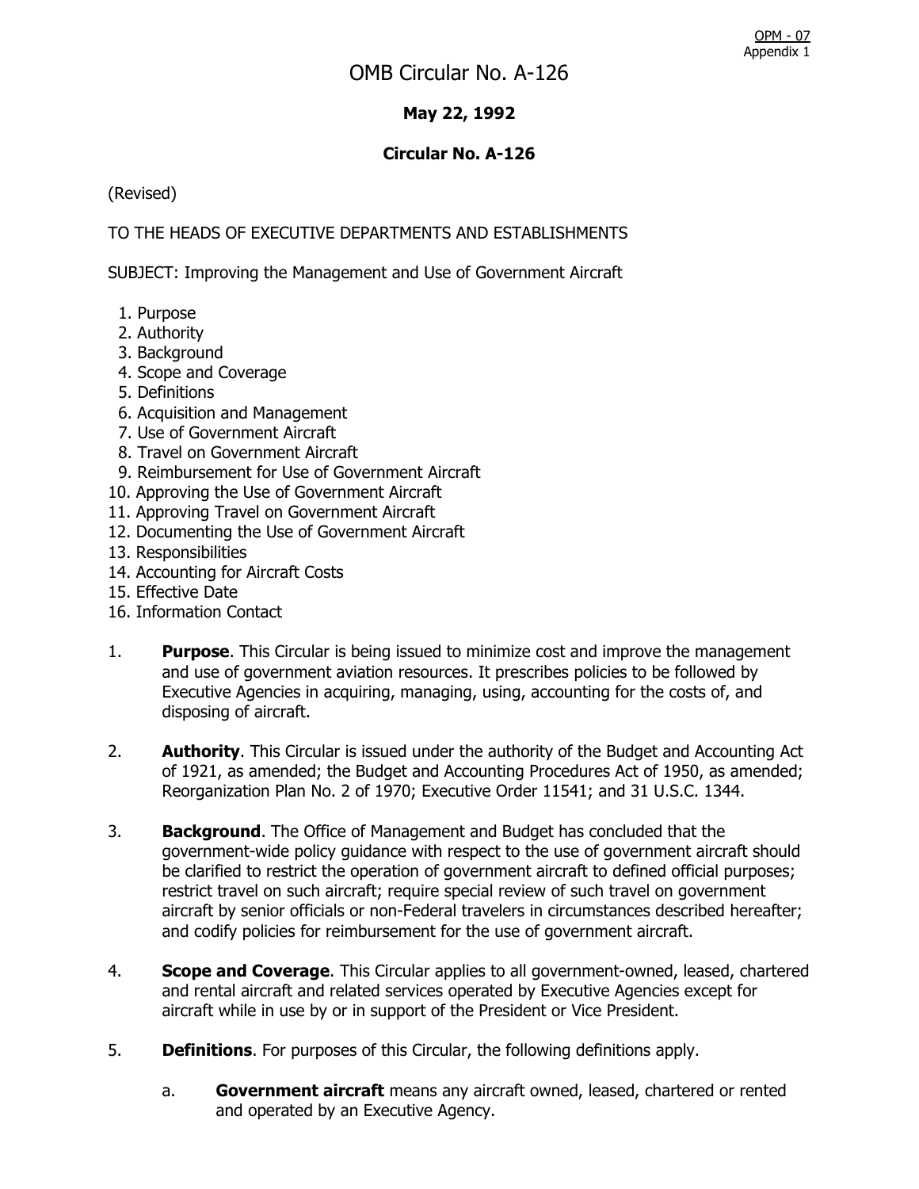# OMB Circular No. A-126

**May 22, 1992**

**Circular No. A-126**

(Revised)

TO THE HEADS OF EXECUTIVE DEPARTMENTS AND ESTABLISHMENTS

SUBJECT: Improving the Management and Use of Government Aircraft

1. Purpose
2. Authority
3. Background
4. Scope and Coverage
5. Definitions
6. Acquisition and Management
7. Use of Government Aircraft
8. Travel on Government Aircraft
9. Reimbursement for Use of Government Aircraft
10. Approving the Use of Government Aircraft
11. Approving Travel on Government Aircraft
12. Documenting the Use of Government Aircraft
13. Responsibilities
14. Accounting for Aircraft Costs
15. Effective Date
16. Information Contact

1. **Purpose**. This Circular is being issued to minimize cost and improve the management and use of government aviation resources. It prescribes policies to be followed by Executive Agencies in acquiring, managing, using, accounting for the costs of, and disposing of aircraft.

2. **Authority**. This Circular is issued under the authority of the Budget and Accounting Act of 1921, as amended; the Budget and Accounting Procedures Act of 1950, as amended; Reorganization Plan No. 2 of 1970; Executive Order 11541; and 31 U.S.C. 1344.

3. **Background**. The Office of Management and Budget has concluded that the government-wide policy guidance with respect to the use of government aircraft should be clarified to restrict the operation of government aircraft to defined official purposes; restrict travel on such aircraft; require special review of such travel on government aircraft by senior officials or non-Federal travelers in circumstances described hereafter; and codify policies for reimbursement for the use of government aircraft.

4. **Scope and Coverage**. This Circular applies to all government-owned, leased, chartered and rental aircraft and related services operated by Executive Agencies except for aircraft while in use by or in support of the President or Vice President.

5. **Definitions**. For purposes of this Circular, the following definitions apply.

   a. **Government aircraft** means any aircraft owned, leased, chartered or rented and operated by an Executive Agency.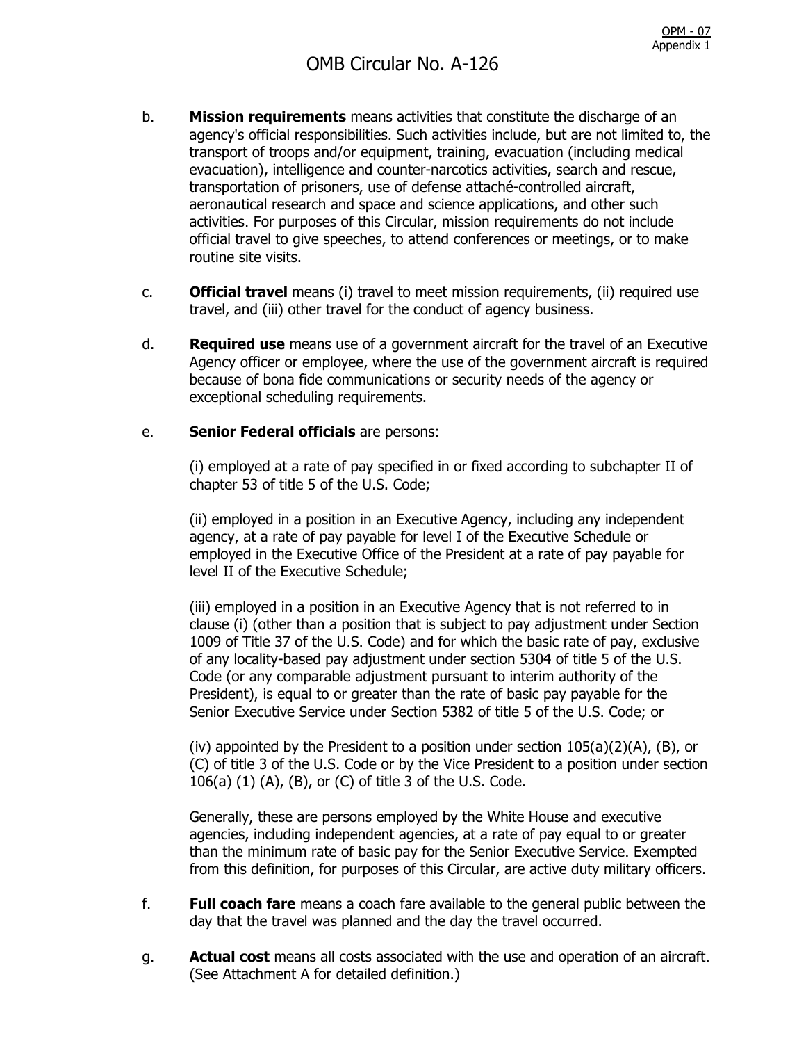b. **Mission requirements** means activities that constitute the discharge of an agency's official responsibilities. Such activities include, but are not limited to, the transport of troops and/or equipment, training, evacuation (including medical evacuation), intelligence and counter-narcotics activities, search and rescue, transportation of prisoners, use of defense attaché-controlled aircraft, aeronautical research and space and science applications, and other such activities. For purposes of this Circular, mission requirements do not include official travel to give speeches, to attend conferences or meetings, or to make routine site visits.

c. **Official travel** means (i) travel to meet mission requirements, (ii) required use travel, and (iii) other travel for the conduct of agency business.

d. **Required use** means use of a government aircraft for the travel of an Executive Agency officer or employee, where the use of the government aircraft is required because of bona fide communications or security needs of the agency or exceptional scheduling requirements.

e. **Senior Federal officials** are persons:

(i) employed at a rate of pay specified in or fixed according to subchapter II of chapter 53 of title 5 of the U.S. Code;

(ii) employed in a position in an Executive Agency, including any independent agency, at a rate of pay payable for level I of the Executive Schedule or employed in the Executive Office of the President at a rate of pay payable for level II of the Executive Schedule;

(iii) employed in a position in an Executive Agency that is not referred to in clause (i) (other than a position that is subject to pay adjustment under Section 1009 of Title 37 of the U.S. Code) and for which the basic rate of pay, exclusive of any locality-based pay adjustment under section 5304 of title 5 of the U.S. Code (or any comparable adjustment pursuant to interim authority of the President), is equal to or greater than the rate of basic pay payable for the Senior Executive Service under Section 5382 of title 5 of the U.S. Code; or

(iv) appointed by the President to a position under section 105(a)(2)(A), (B), or (C) of title 3 of the U.S. Code or by the Vice President to a position under section 106(a) (1) (A), (B), or (C) of title 3 of the U.S. Code.

Generally, these are persons employed by the White House and executive agencies, including independent agencies, at a rate of pay equal to or greater than the minimum rate of basic pay for the Senior Executive Service. Exempted from this definition, for purposes of this Circular, are active duty military officers.

f. **Full coach fare** means a coach fare available to the general public between the day that the travel was planned and the day the travel occurred.

g. **Actual cost** means all costs associated with the use and operation of an aircraft. (See Attachment A for detailed definition.)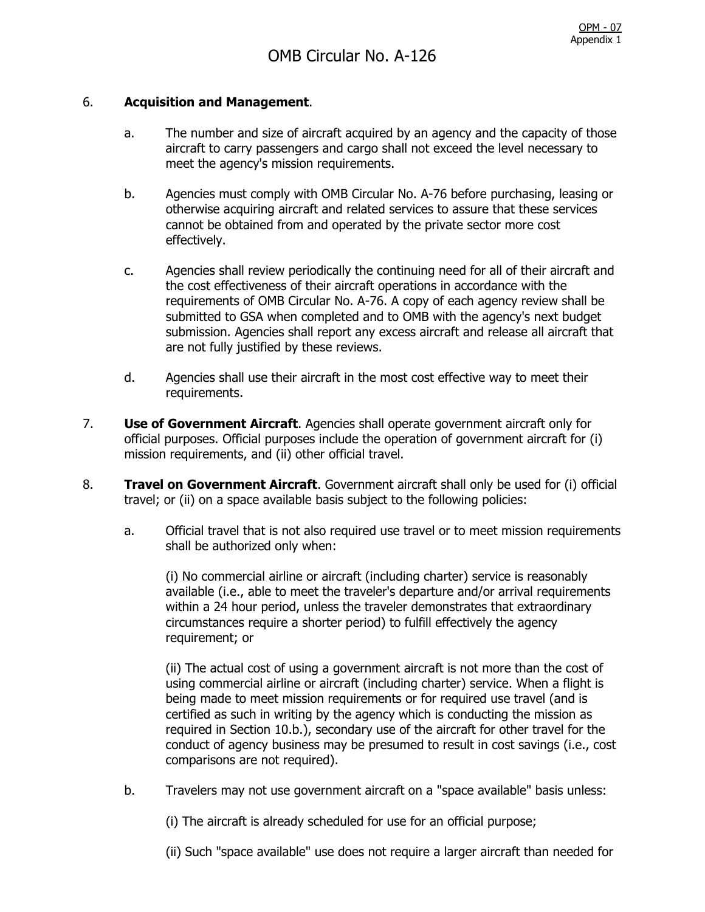6. **Acquisition and Management**.

   a. The number and size of aircraft acquired by an agency and the capacity of those aircraft to carry passengers and cargo shall not exceed the level necessary to meet the agency's mission requirements.

   b. Agencies must comply with OMB Circular No. A-76 before purchasing, leasing or otherwise acquiring aircraft and related services to assure that these services cannot be obtained from and operated by the private sector more cost effectively.

   c. Agencies shall review periodically the continuing need for all of their aircraft and the cost effectiveness of their aircraft operations in accordance with the requirements of OMB Circular No. A-76. A copy of each agency review shall be submitted to GSA when completed and to OMB with the agency's next budget submission. Agencies shall report any excess aircraft and release all aircraft that are not fully justified by these reviews.

   d. Agencies shall use their aircraft in the most cost effective way to meet their requirements.

7. **Use of Government Aircraft**. Agencies shall operate government aircraft only for official purposes. Official purposes include the operation of government aircraft for (i) mission requirements, and (ii) other official travel.

8. **Travel on Government Aircraft**. Government aircraft shall only be used for (i) official travel; or (ii) on a space available basis subject to the following policies:

   a. Official travel that is not also required use travel or to meet mission requirements shall be authorized only when:

      (i) No commercial airline or aircraft (including charter) service is reasonably available (i.e., able to meet the traveler's departure and/or arrival requirements within a 24 hour period, unless the traveler demonstrates that extraordinary circumstances require a shorter period) to fulfill effectively the agency requirement; or

      (ii) The actual cost of using a government aircraft is not more than the cost of using commercial airline or aircraft (including charter) service. When a flight is being made to meet mission requirements or for required use travel (and is certified as such in writing by the agency which is conducting the mission as required in Section 10.b.), secondary use of the aircraft for other travel for the conduct of agency business may be presumed to result in cost savings (i.e., cost comparisons are not required).

   b. Travelers may not use government aircraft on a "space available" basis unless:

      (i) The aircraft is already scheduled for use for an official purpose;

      (ii) Such "space available" use does not require a larger aircraft than needed for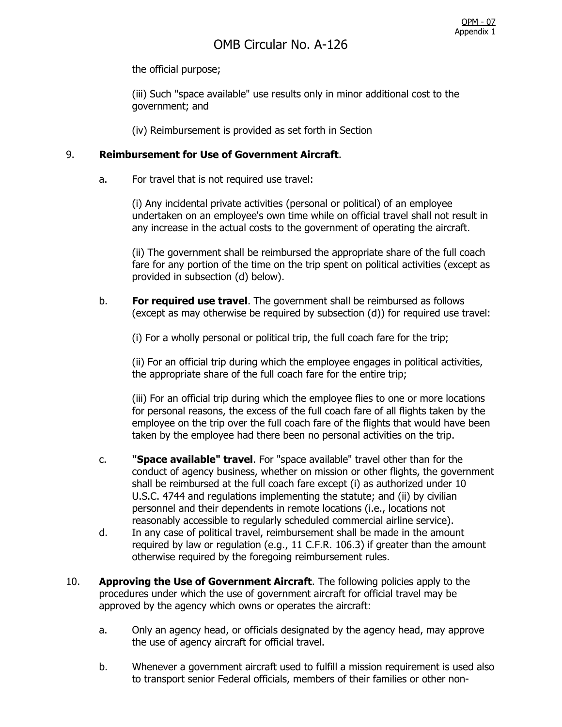the official purpose;

(iii) Such "space available" use results only in minor additional cost to the government; and

(iv) Reimbursement is provided as set forth in Section

9. **Reimbursement for Use of Government Aircraft**.

   a. For travel that is not required use travel:

      (i) Any incidental private activities (personal or political) of an employee undertaken on an employee's own time while on official travel shall not result in any increase in the actual costs to the government of operating the aircraft.

      (ii) The government shall be reimbursed the appropriate share of the full coach fare for any portion of the time on the trip spent on political activities (except as provided in subsection (d) below).

   b. **For required use travel**. The government shall be reimbursed as follows (except as may otherwise be required by subsection (d)) for required use travel:

      (i) For a wholly personal or political trip, the full coach fare for the trip;

      (ii) For an official trip during which the employee engages in political activities, the appropriate share of the full coach fare for the entire trip;

      (iii) For an official trip during which the employee flies to one or more locations for personal reasons, the excess of the full coach fare of all flights taken by the employee on the trip over the full coach fare of the flights that would have been taken by the employee had there been no personal activities on the trip.

   c. **"Space available" travel**. For "space available" travel other than for the conduct of agency business, whether on mission or other flights, the government shall be reimbursed at the full coach fare except (i) as authorized under 10 U.S.C. 4744 and regulations implementing the statute; and (ii) by civilian personnel and their dependents in remote locations (i.e., locations not reasonably accessible to regularly scheduled commercial airline service).

   d. In any case of political travel, reimbursement shall be made in the amount required by law or regulation (e.g., 11 C.F.R. 106.3) if greater than the amount otherwise required by the foregoing reimbursement rules.

10. **Approving the Use of Government Aircraft**. The following policies apply to the procedures under which the use of government aircraft for official travel may be approved by the agency which owns or operates the aircraft:

   a. Only an agency head, or officials designated by the agency head, may approve the use of agency aircraft for official travel.

   b. Whenever a government aircraft used to fulfill a mission requirement is used also to transport senior Federal officials, members of their families or other non-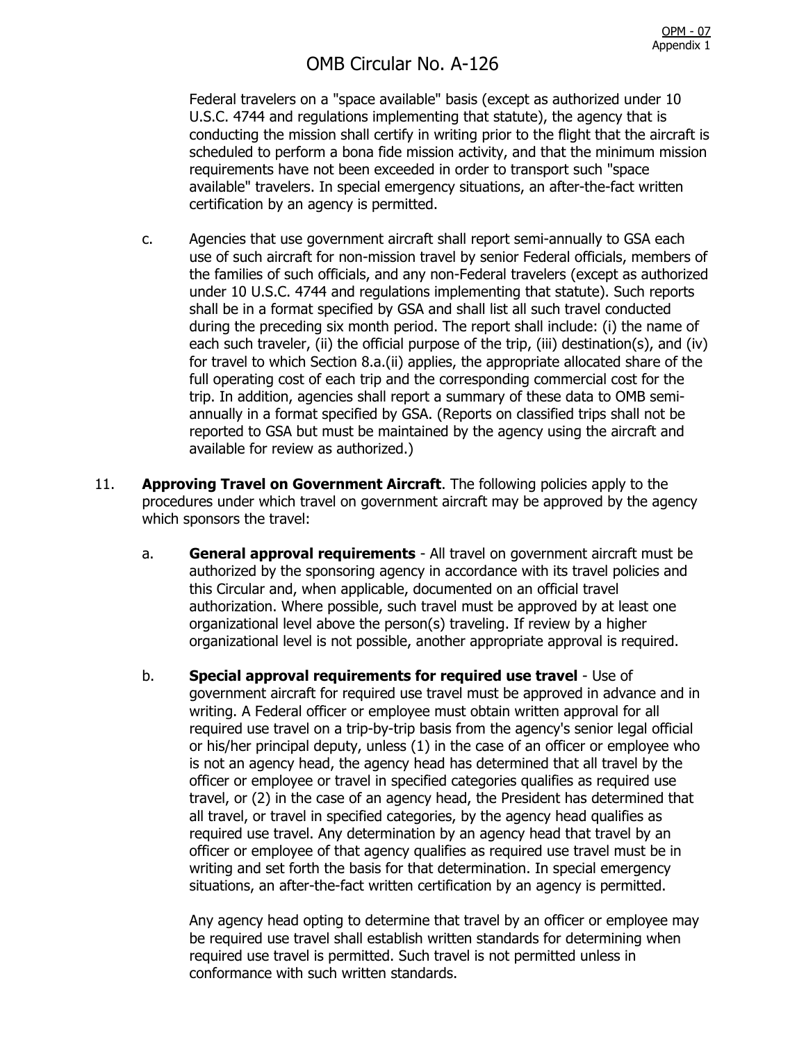Federal travelers on a "space available" basis (except as authorized under 10 U.S.C. 4744 and regulations implementing that statute), the agency that is conducting the mission shall certify in writing prior to the flight that the aircraft is scheduled to perform a bona fide mission activity, and that the minimum mission requirements have not been exceeded in order to transport such "space available" travelers. In special emergency situations, an after-the-fact written certification by an agency is permitted.

c. Agencies that use government aircraft shall report semi-annually to GSA each use of such aircraft for non-mission travel by senior Federal officials, members of the families of such officials, and any non-Federal travelers (except as authorized under 10 U.S.C. 4744 and regulations implementing that statute). Such reports shall be in a format specified by GSA and shall list all such travel conducted during the preceding six month period. The report shall include: (i) the name of each such traveler, (ii) the official purpose of the trip, (iii) destination(s), and (iv) for travel to which Section 8.a.(ii) applies, the appropriate allocated share of the full operating cost of each trip and the corresponding commercial cost for the trip. In addition, agencies shall report a summary of these data to OMB semi-annually in a format specified by GSA. (Reports on classified trips shall not be reported to GSA but must be maintained by the agency using the aircraft and available for review as authorized.)

11. **Approving Travel on Government Aircraft**. The following policies apply to the procedures under which travel on government aircraft may be approved by the agency which sponsors the travel:

a. **General approval requirements** - All travel on government aircraft must be authorized by the sponsoring agency in accordance with its travel policies and this Circular and, when applicable, documented on an official travel authorization. Where possible, such travel must be approved by at least one organizational level above the person(s) traveling. If review by a higher organizational level is not possible, another appropriate approval is required.

b. **Special approval requirements for required use travel** - Use of government aircraft for required use travel must be approved in advance and in writing. A Federal officer or employee must obtain written approval for all required use travel on a trip-by-trip basis from the agency's senior legal official or his/her principal deputy, unless (1) in the case of an officer or employee who is not an agency head, the agency head has determined that all travel by the officer or employee or travel in specified categories qualifies as required use travel, or (2) in the case of an agency head, the President has determined that all travel, or travel in specified categories, by the agency head qualifies as required use travel. Any determination by an agency head that travel by an officer or employee of that agency qualifies as required use travel must be in writing and set forth the basis for that determination. In special emergency situations, an after-the-fact written certification by an agency is permitted.

Any agency head opting to determine that travel by an officer or employee may be required use travel shall establish written standards for determining when required use travel is permitted. Such travel is not permitted unless in conformance with such written standards.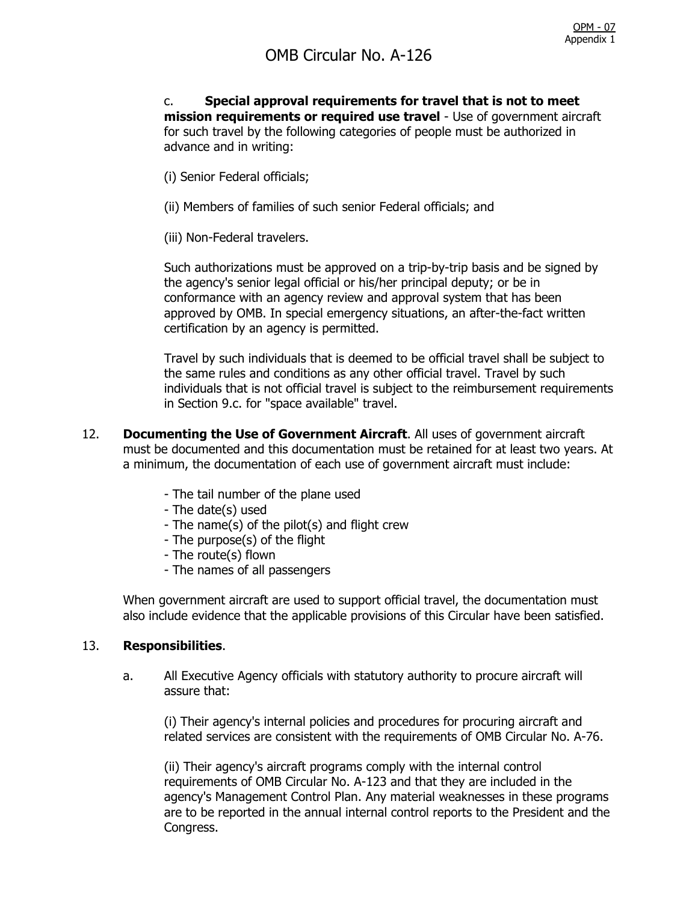c. **Special approval requirements for travel that is not to meet mission requirements or required use travel** - Use of government aircraft for such travel by the following categories of people must be authorized in advance and in writing:

(i) Senior Federal officials;

(ii) Members of families of such senior Federal officials; and

(iii) Non-Federal travelers.

Such authorizations must be approved on a trip-by-trip basis and be signed by the agency's senior legal official or his/her principal deputy; or be in conformance with an agency review and approval system that has been approved by OMB. In special emergency situations, an after-the-fact written certification by an agency is permitted.

Travel by such individuals that is deemed to be official travel shall be subject to the same rules and conditions as any other official travel. Travel by such individuals that is not official travel is subject to the reimbursement requirements in Section 9.c. for "space available" travel.

12. **Documenting the Use of Government Aircraft**. All uses of government aircraft must be documented and this documentation must be retained for at least two years. At a minimum, the documentation of each use of government aircraft must include:

- The tail number of the plane used
- The date(s) used
- The name(s) of the pilot(s) and flight crew
- The purpose(s) of the flight
- The route(s) flown
- The names of all passengers

When government aircraft are used to support official travel, the documentation must also include evidence that the applicable provisions of this Circular have been satisfied.

13. **Responsibilities**.

a. All Executive Agency officials with statutory authority to procure aircraft will assure that:

(i) Their agency's internal policies and procedures for procuring aircraft and related services are consistent with the requirements of OMB Circular No. A-76.

(ii) Their agency's aircraft programs comply with the internal control requirements of OMB Circular No. A-123 and that they are included in the agency's Management Control Plan. Any material weaknesses in these programs are to be reported in the annual internal control reports to the President and the Congress.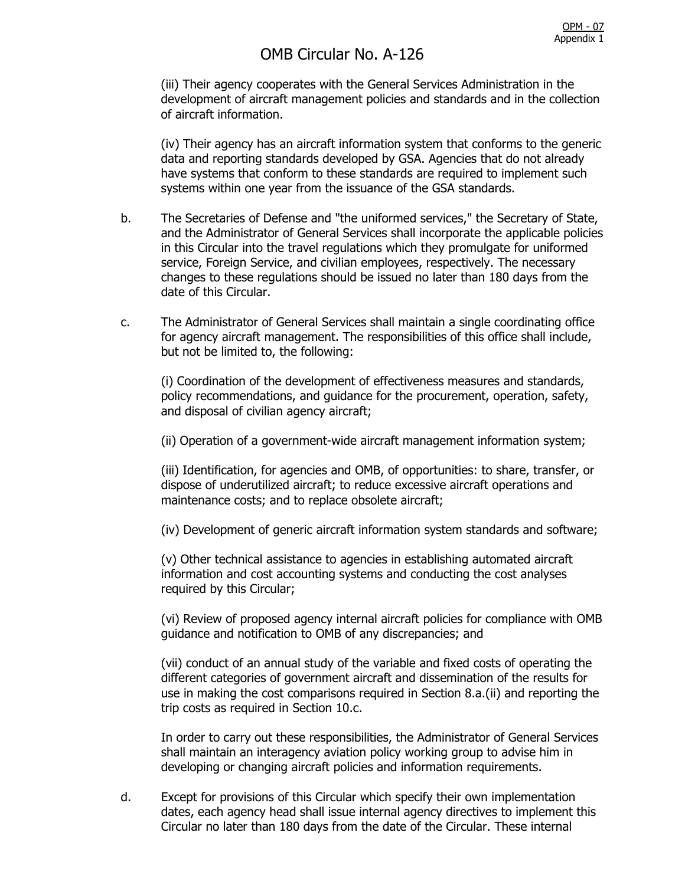# OMB Circular No. A-126

(iii) Their agency cooperates with the General Services Administration in the development of aircraft management policies and standards and in the collection of aircraft information.

(iv) Their agency has an aircraft information system that conforms to the generic data and reporting standards developed by GSA. Agencies that do not already have systems that conform to these standards are required to implement such systems within one year from the issuance of the GSA standards.

b. The Secretaries of Defense and "the uniformed services," the Secretary of State, and the Administrator of General Services shall incorporate the applicable policies in this Circular into the travel regulations which they promulgate for uniformed service, Foreign Service, and civilian employees, respectively. The necessary changes to these regulations should be issued no later than 180 days from the date of this Circular.

c. The Administrator of General Services shall maintain a single coordinating office for agency aircraft management. The responsibilities of this office shall include, but not be limited to, the following:

(i) Coordination of the development of effectiveness measures and standards, policy recommendations, and guidance for the procurement, operation, safety, and disposal of civilian agency aircraft;

(ii) Operation of a government-wide aircraft management information system;

(iii) Identification, for agencies and OMB, of opportunities: to share, transfer, or dispose of underutilized aircraft; to reduce excessive aircraft operations and maintenance costs; and to replace obsolete aircraft;

(iv) Development of generic aircraft information system standards and software;

(v) Other technical assistance to agencies in establishing automated aircraft information and cost accounting systems and conducting the cost analyses required by this Circular;

(vi) Review of proposed agency internal aircraft policies for compliance with OMB guidance and notification to OMB of any discrepancies; and

(vii) conduct of an annual study of the variable and fixed costs of operating the different categories of government aircraft and dissemination of the results for use in making the cost comparisons required in Section 8.a.(ii) and reporting the trip costs as required in Section 10.c.

In order to carry out these responsibilities, the Administrator of General Services shall maintain an interagency aviation policy working group to advise him in developing or changing aircraft policies and information requirements.

d. Except for provisions of this Circular which specify their own implementation dates, each agency head shall issue internal agency directives to implement this Circular no later than 180 days from the date of the Circular. These internal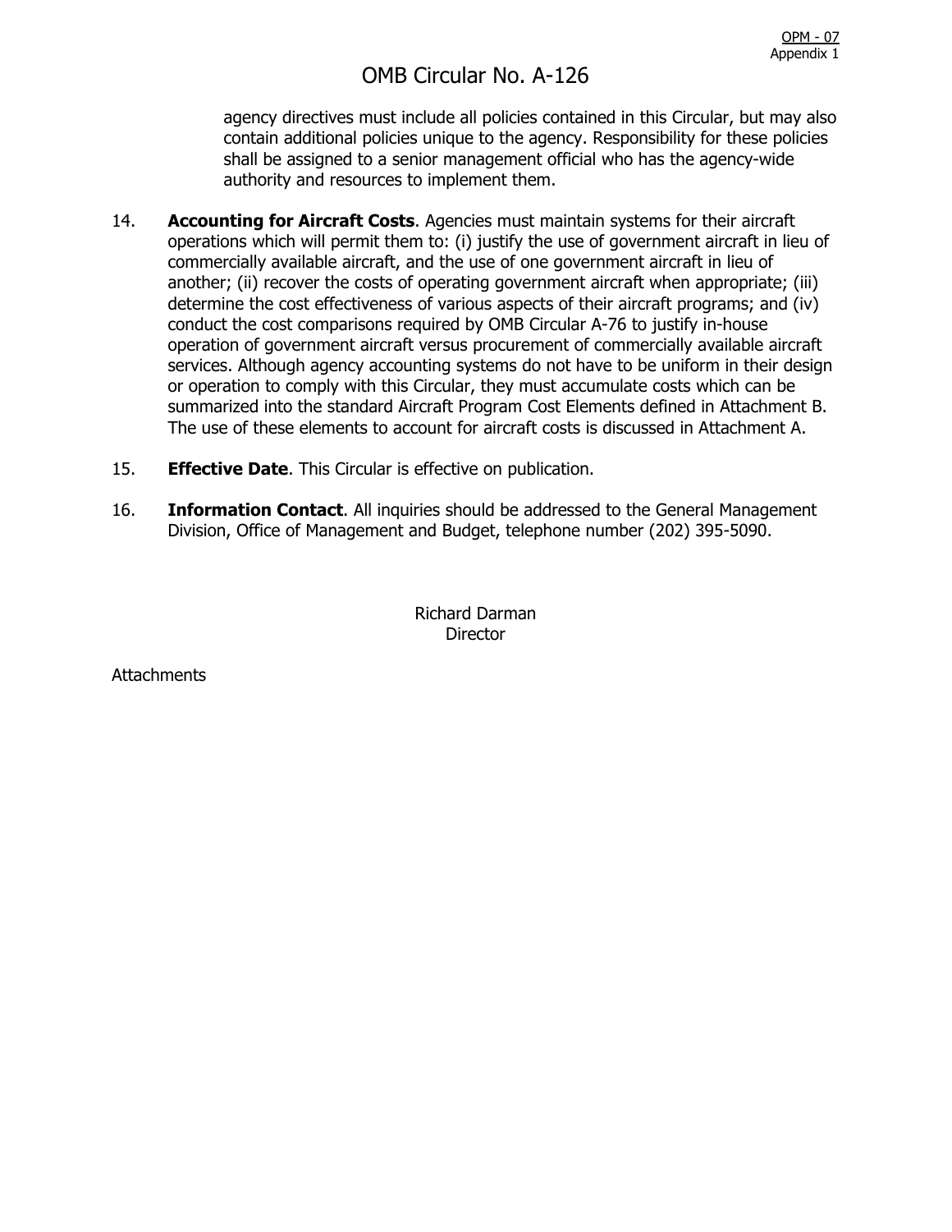agency directives must include all policies contained in this Circular, but may also contain additional policies unique to the agency. Responsibility for these policies shall be assigned to a senior management official who has the agency-wide authority and resources to implement them.

14. **Accounting for Aircraft Costs**. Agencies must maintain systems for their aircraft operations which will permit them to: (i) justify the use of government aircraft in lieu of commercially available aircraft, and the use of one government aircraft in lieu of another; (ii) recover the costs of operating government aircraft when appropriate; (iii) determine the cost effectiveness of various aspects of their aircraft programs; and (iv) conduct the cost comparisons required by OMB Circular A-76 to justify in-house operation of government aircraft versus procurement of commercially available aircraft services. Although agency accounting systems do not have to be uniform in their design or operation to comply with this Circular, they must accumulate costs which can be summarized into the standard Aircraft Program Cost Elements defined in Attachment B. The use of these elements to account for aircraft costs is discussed in Attachment A.

15. **Effective Date**. This Circular is effective on publication.

16. **Information Contact**. All inquiries should be addressed to the General Management Division, Office of Management and Budget, telephone number (202) 395-5090.

Richard Darman
Director

Attachments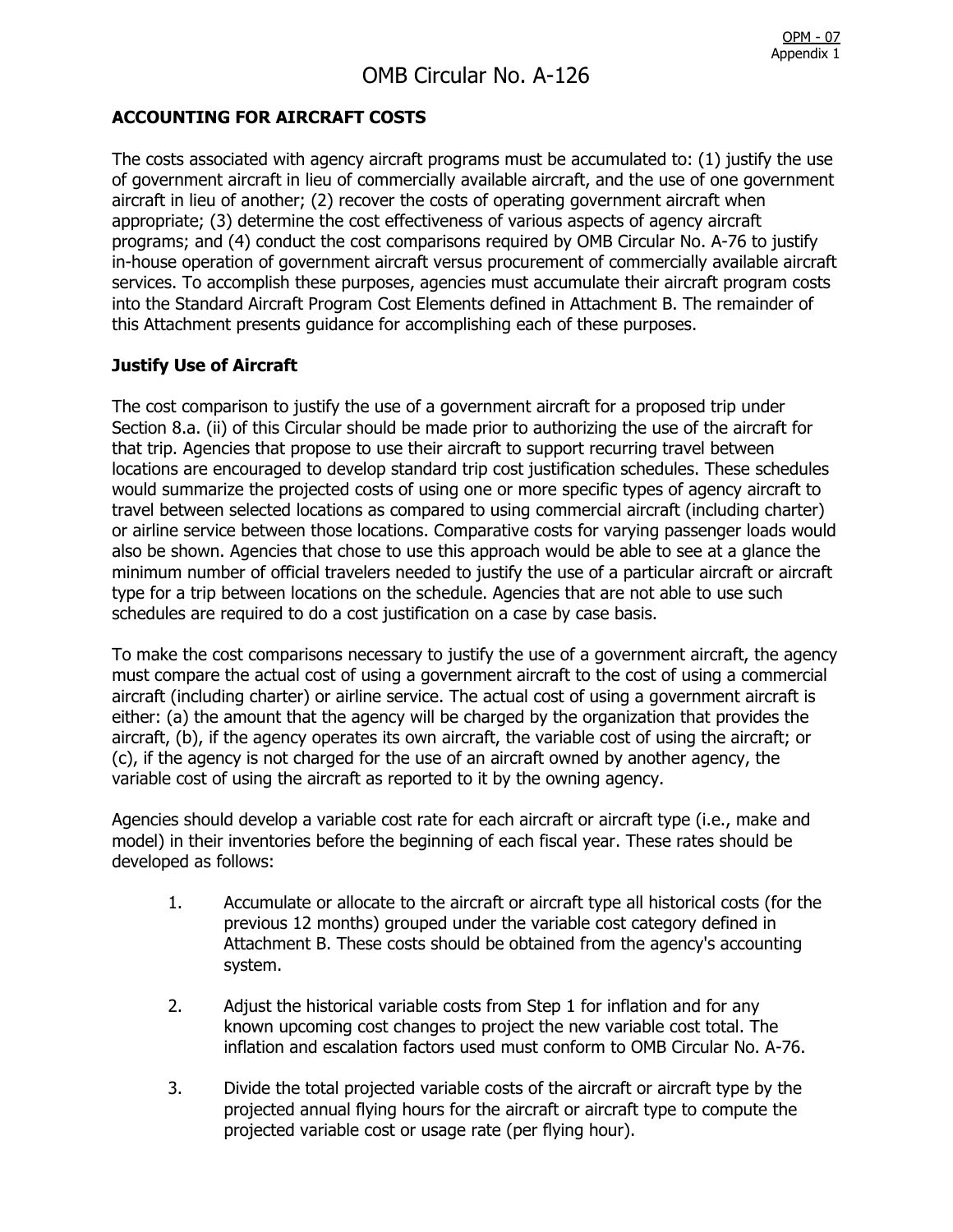# OMB Circular No. A-126

## ACCOUNTING FOR AIRCRAFT COSTS

The costs associated with agency aircraft programs must be accumulated to: (1) justify the use of government aircraft in lieu of commercially available aircraft, and the use of one government aircraft in lieu of another; (2) recover the costs of operating government aircraft when appropriate; (3) determine the cost effectiveness of various aspects of agency aircraft programs; and (4) conduct the cost comparisons required by OMB Circular No. A-76 to justify in-house operation of government aircraft versus procurement of commercially available aircraft services. To accomplish these purposes, agencies must accumulate their aircraft program costs into the Standard Aircraft Program Cost Elements defined in Attachment B. The remainder of this Attachment presents guidance for accomplishing each of these purposes.

### Justify Use of Aircraft

The cost comparison to justify the use of a government aircraft for a proposed trip under Section 8.a. (ii) of this Circular should be made prior to authorizing the use of the aircraft for that trip. Agencies that propose to use their aircraft to support recurring travel between locations are encouraged to develop standard trip cost justification schedules. These schedules would summarize the projected costs of using one or more specific types of agency aircraft to travel between selected locations as compared to using commercial aircraft (including charter) or airline service between those locations. Comparative costs for varying passenger loads would also be shown. Agencies that chose to use this approach would be able to see at a glance the minimum number of official travelers needed to justify the use of a particular aircraft or aircraft type for a trip between locations on the schedule. Agencies that are not able to use such schedules are required to do a cost justification on a case by case basis.

To make the cost comparisons necessary to justify the use of a government aircraft, the agency must compare the actual cost of using a government aircraft to the cost of using a commercial aircraft (including charter) or airline service. The actual cost of using a government aircraft is either: (a) the amount that the agency will be charged by the organization that provides the aircraft, (b), if the agency operates its own aircraft, the variable cost of using the aircraft; or (c), if the agency is not charged for the use of an aircraft owned by another agency, the variable cost of using the aircraft as reported to it by the owning agency.

Agencies should develop a variable cost rate for each aircraft or aircraft type (i.e., make and model) in their inventories before the beginning of each fiscal year. These rates should be developed as follows:

1. Accumulate or allocate to the aircraft or aircraft type all historical costs (for the previous 12 months) grouped under the variable cost category defined in Attachment B. These costs should be obtained from the agency's accounting system.

2. Adjust the historical variable costs from Step 1 for inflation and for any known upcoming cost changes to project the new variable cost total. The inflation and escalation factors used must conform to OMB Circular No. A-76.

3. Divide the total projected variable costs of the aircraft or aircraft type by the projected annual flying hours for the aircraft or aircraft type to compute the projected variable cost or usage rate (per flying hour).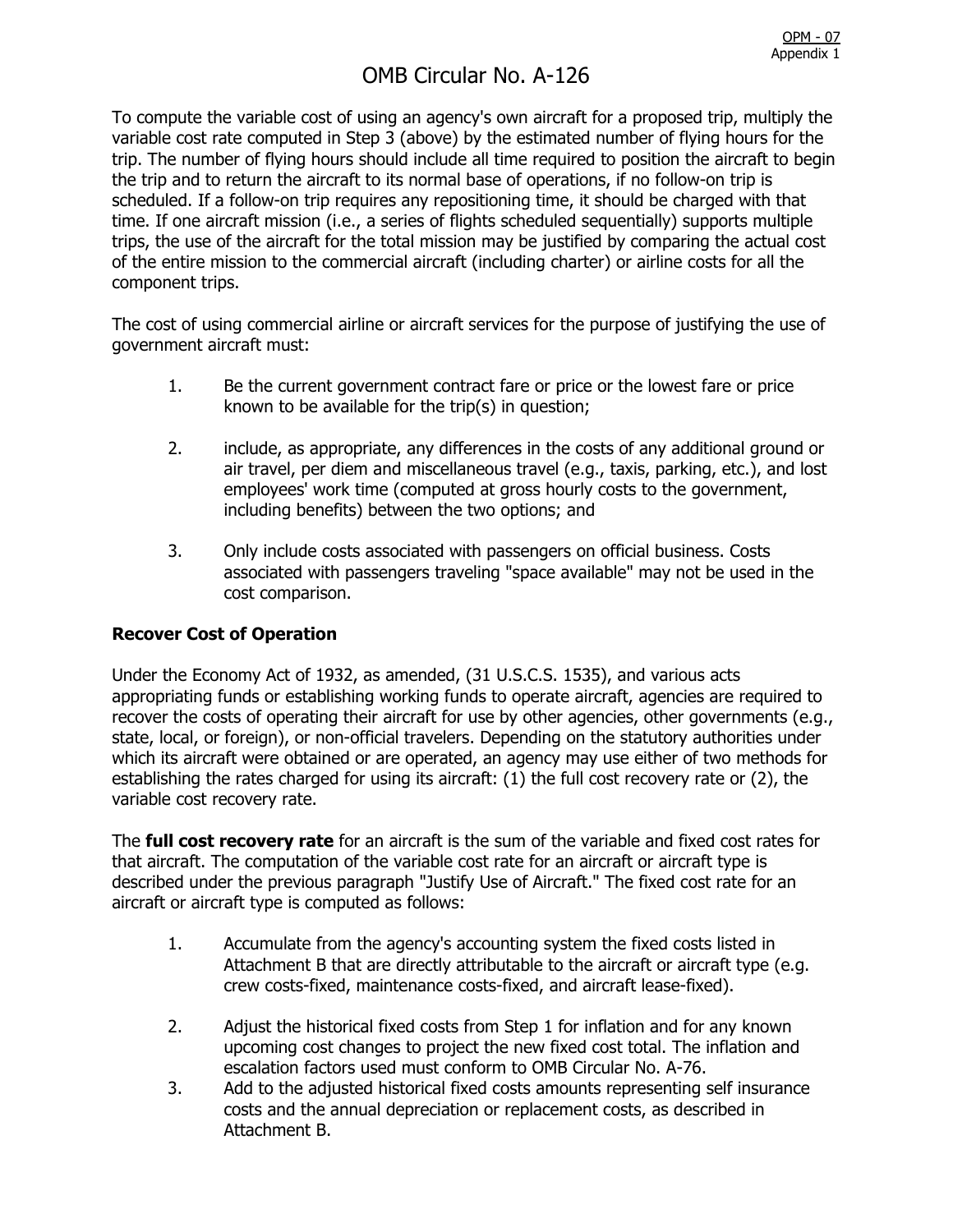# OMB Circular No. A-126

To compute the variable cost of using an agency's own aircraft for a proposed trip, multiply the variable cost rate computed in Step 3 (above) by the estimated number of flying hours for the trip. The number of flying hours should include all time required to position the aircraft to begin the trip and to return the aircraft to its normal base of operations, if no follow-on trip is scheduled. If a follow-on trip requires any repositioning time, it should be charged with that time. If one aircraft mission (i.e., a series of flights scheduled sequentially) supports multiple trips, the use of the aircraft for the total mission may be justified by comparing the actual cost of the entire mission to the commercial aircraft (including charter) or airline costs for all the component trips.

The cost of using commercial airline or aircraft services for the purpose of justifying the use of government aircraft must:

1. Be the current government contract fare or price or the lowest fare or price known to be available for the trip(s) in question;

2. include, as appropriate, any differences in the costs of any additional ground or air travel, per diem and miscellaneous travel (e.g., taxis, parking, etc.), and lost employees' work time (computed at gross hourly costs to the government, including benefits) between the two options; and

3. Only include costs associated with passengers on official business. Costs associated with passengers traveling "space available" may not be used in the cost comparison.

**Recover Cost of Operation**

Under the Economy Act of 1932, as amended, (31 U.S.C.S. 1535), and various acts appropriating funds or establishing working funds to operate aircraft, agencies are required to recover the costs of operating their aircraft for use by other agencies, other governments (e.g., state, local, or foreign), or non-official travelers. Depending on the statutory authorities under which its aircraft were obtained or are operated, an agency may use either of two methods for establishing the rates charged for using its aircraft: (1) the full cost recovery rate or (2), the variable cost recovery rate.

The **full cost recovery rate** for an aircraft is the sum of the variable and fixed cost rates for that aircraft. The computation of the variable cost rate for an aircraft or aircraft type is described under the previous paragraph "Justify Use of Aircraft." The fixed cost rate for an aircraft or aircraft type is computed as follows:

1. Accumulate from the agency's accounting system the fixed costs listed in Attachment B that are directly attributable to the aircraft or aircraft type (e.g. crew costs-fixed, maintenance costs-fixed, and aircraft lease-fixed).

2. Adjust the historical fixed costs from Step 1 for inflation and for any known upcoming cost changes to project the new fixed cost total. The inflation and escalation factors used must conform to OMB Circular No. A-76.

3. Add to the adjusted historical fixed costs amounts representing self insurance costs and the annual depreciation or replacement costs, as described in Attachment B.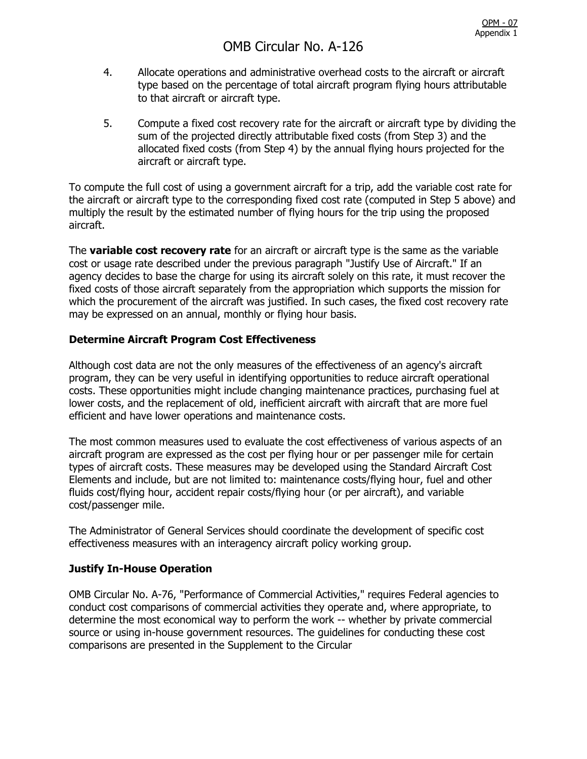4. Allocate operations and administrative overhead costs to the aircraft or aircraft type based on the percentage of total aircraft program flying hours attributable to that aircraft or aircraft type.

5. Compute a fixed cost recovery rate for the aircraft or aircraft type by dividing the sum of the projected directly attributable fixed costs (from Step 3) and the allocated fixed costs (from Step 4) by the annual flying hours projected for the aircraft or aircraft type.

To compute the full cost of using a government aircraft for a trip, add the variable cost rate for the aircraft or aircraft type to the corresponding fixed cost rate (computed in Step 5 above) and multiply the result by the estimated number of flying hours for the trip using the proposed aircraft.

The **variable cost recovery rate** for an aircraft or aircraft type is the same as the variable cost or usage rate described under the previous paragraph "Justify Use of Aircraft." If an agency decides to base the charge for using its aircraft solely on this rate, it must recover the fixed costs of those aircraft separately from the appropriation which supports the mission for which the procurement of the aircraft was justified. In such cases, the fixed cost recovery rate may be expressed on an annual, monthly or flying hour basis.

### Determine Aircraft Program Cost Effectiveness

Although cost data are not the only measures of the effectiveness of an agency's aircraft program, they can be very useful in identifying opportunities to reduce aircraft operational costs. These opportunities might include changing maintenance practices, purchasing fuel at lower costs, and the replacement of old, inefficient aircraft with aircraft that are more fuel efficient and have lower operations and maintenance costs.

The most common measures used to evaluate the cost effectiveness of various aspects of an aircraft program are expressed as the cost per flying hour or per passenger mile for certain types of aircraft costs. These measures may be developed using the Standard Aircraft Cost Elements and include, but are not limited to: maintenance costs/flying hour, fuel and other fluids cost/flying hour, accident repair costs/flying hour (or per aircraft), and variable cost/passenger mile.

The Administrator of General Services should coordinate the development of specific cost effectiveness measures with an interagency aircraft policy working group.

### Justify In-House Operation

OMB Circular No. A-76, "Performance of Commercial Activities," requires Federal agencies to conduct cost comparisons of commercial activities they operate and, where appropriate, to determine the most economical way to perform the work -- whether by private commercial source or using in-house government resources. The guidelines for conducting these cost comparisons are presented in the Supplement to the Circular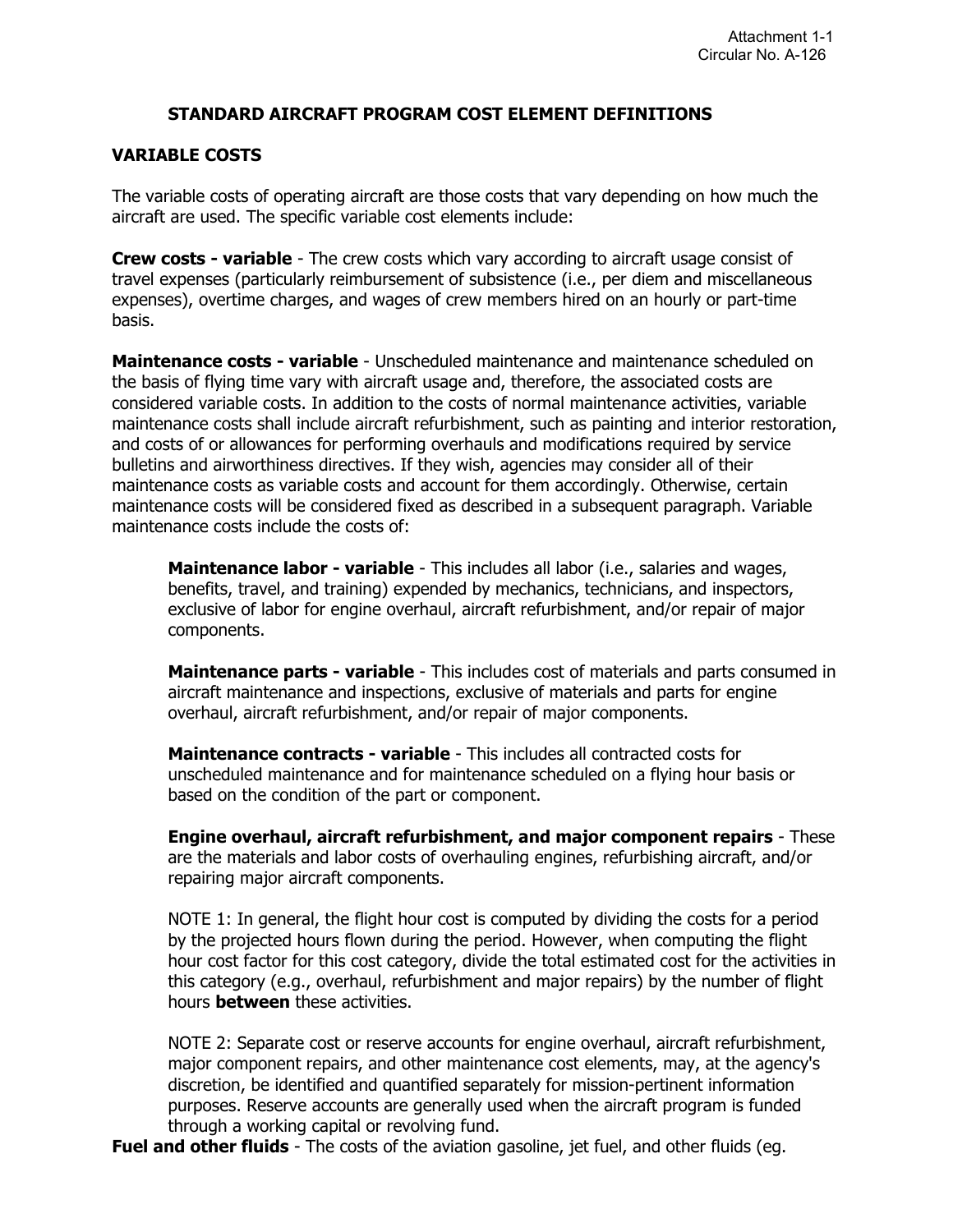Attachment 1-1
Circular No. A-126

## STANDARD AIRCRAFT PROGRAM COST ELEMENT DEFINITIONS

### VARIABLE COSTS

The variable costs of operating aircraft are those costs that vary depending on how much the aircraft are used. The specific variable cost elements include:

**Crew costs - variable** - The crew costs which vary according to aircraft usage consist of travel expenses (particularly reimbursement of subsistence (i.e., per diem and miscellaneous expenses), overtime charges, and wages of crew members hired on an hourly or part-time basis.

**Maintenance costs - variable** - Unscheduled maintenance and maintenance scheduled on the basis of flying time vary with aircraft usage and, therefore, the associated costs are considered variable costs. In addition to the costs of normal maintenance activities, variable maintenance costs shall include aircraft refurbishment, such as painting and interior restoration, and costs of or allowances for performing overhauls and modifications required by service bulletins and airworthiness directives. If they wish, agencies may consider all of their maintenance costs as variable costs and account for them accordingly. Otherwise, certain maintenance costs will be considered fixed as described in a subsequent paragraph. Variable maintenance costs include the costs of:

> **Maintenance labor - variable** - This includes all labor (i.e., salaries and wages, benefits, travel, and training) expended by mechanics, technicians, and inspectors, exclusive of labor for engine overhaul, aircraft refurbishment, and/or repair of major components.
>
> **Maintenance parts - variable** - This includes cost of materials and parts consumed in aircraft maintenance and inspections, exclusive of materials and parts for engine overhaul, aircraft refurbishment, and/or repair of major components.
>
> **Maintenance contracts - variable** - This includes all contracted costs for unscheduled maintenance and for maintenance scheduled on a flying hour basis or based on the condition of the part or component.
>
> **Engine overhaul, aircraft refurbishment, and major component repairs** - These are the materials and labor costs of overhauling engines, refurbishing aircraft, and/or repairing major aircraft components.
>
> NOTE 1: In general, the flight hour cost is computed by dividing the costs for a period by the projected hours flown during the period. However, when computing the flight hour cost factor for this cost category, divide the total estimated cost for the activities in this category (e.g., overhaul, refurbishment and major repairs) by the number of flight hours **between** these activities.
>
> NOTE 2: Separate cost or reserve accounts for engine overhaul, aircraft refurbishment, major component repairs, and other maintenance cost elements, may, at the agency's discretion, be identified and quantified separately for mission-pertinent information purposes. Reserve accounts are generally used when the aircraft program is funded through a working capital or revolving fund.

**Fuel and other fluids** - The costs of the aviation gasoline, jet fuel, and other fluids (eg.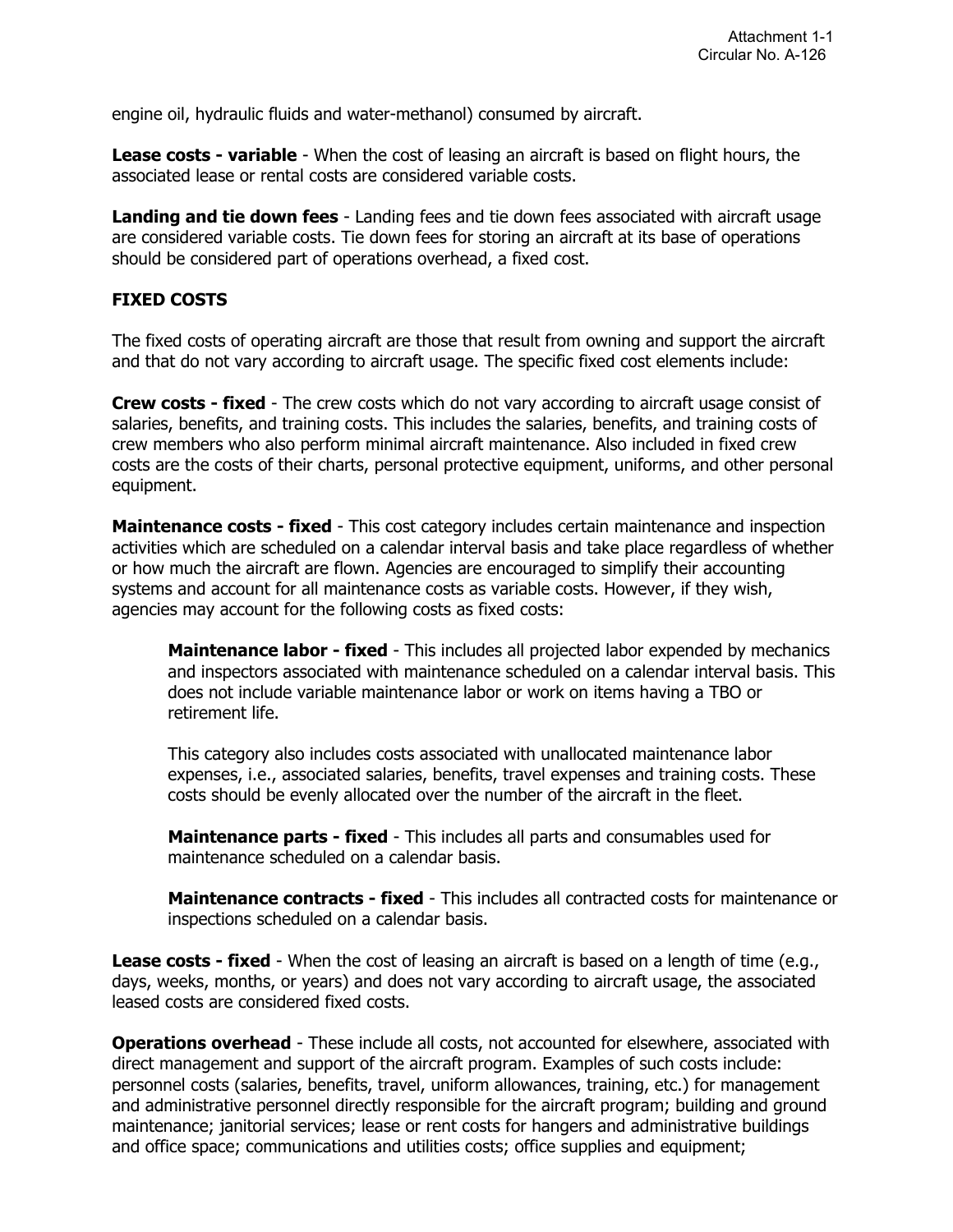engine oil, hydraulic fluids and water-methanol) consumed by aircraft.

**Lease costs - variable** - When the cost of leasing an aircraft is based on flight hours, the associated lease or rental costs are considered variable costs.

**Landing and tie down fees** - Landing fees and tie down fees associated with aircraft usage are considered variable costs. Tie down fees for storing an aircraft at its base of operations should be considered part of operations overhead, a fixed cost.

## FIXED COSTS

The fixed costs of operating aircraft are those that result from owning and support the aircraft and that do not vary according to aircraft usage. The specific fixed cost elements include:

**Crew costs - fixed** - The crew costs which do not vary according to aircraft usage consist of salaries, benefits, and training costs. This includes the salaries, benefits, and training costs of crew members who also perform minimal aircraft maintenance. Also included in fixed crew costs are the costs of their charts, personal protective equipment, uniforms, and other personal equipment.

**Maintenance costs - fixed** - This cost category includes certain maintenance and inspection activities which are scheduled on a calendar interval basis and take place regardless of whether or how much the aircraft are flown. Agencies are encouraged to simplify their accounting systems and account for all maintenance costs as variable costs. However, if they wish, agencies may account for the following costs as fixed costs:

> **Maintenance labor - fixed** - This includes all projected labor expended by mechanics and inspectors associated with maintenance scheduled on a calendar interval basis. This does not include variable maintenance labor or work on items having a TBO or retirement life.
>
> This category also includes costs associated with unallocated maintenance labor expenses, i.e., associated salaries, benefits, travel expenses and training costs. These costs should be evenly allocated over the number of the aircraft in the fleet.
>
> **Maintenance parts - fixed** - This includes all parts and consumables used for maintenance scheduled on a calendar basis.
>
> **Maintenance contracts - fixed** - This includes all contracted costs for maintenance or inspections scheduled on a calendar basis.

**Lease costs - fixed** - When the cost of leasing an aircraft is based on a length of time (e.g., days, weeks, months, or years) and does not vary according to aircraft usage, the associated leased costs are considered fixed costs.

**Operations overhead** - These include all costs, not accounted for elsewhere, associated with direct management and support of the aircraft program. Examples of such costs include: personnel costs (salaries, benefits, travel, uniform allowances, training, etc.) for management and administrative personnel directly responsible for the aircraft program; building and ground maintenance; janitorial services; lease or rent costs for hangers and administrative buildings and office space; communications and utilities costs; office supplies and equipment;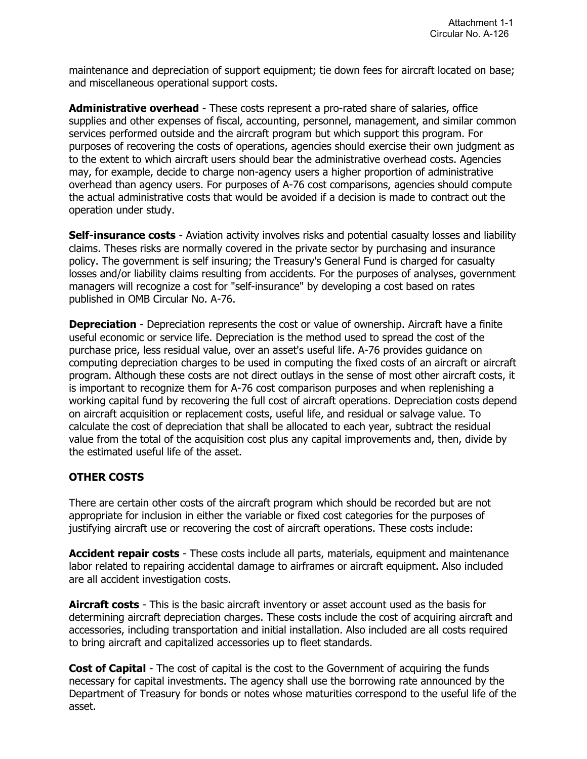maintenance and depreciation of support equipment; tie down fees for aircraft located on base; and miscellaneous operational support costs.

**Administrative overhead** - These costs represent a pro-rated share of salaries, office supplies and other expenses of fiscal, accounting, personnel, management, and similar common services performed outside and the aircraft program but which support this program. For purposes of recovering the costs of operations, agencies should exercise their own judgment as to the extent to which aircraft users should bear the administrative overhead costs. Agencies may, for example, decide to charge non-agency users a higher proportion of administrative overhead than agency users. For purposes of A-76 cost comparisons, agencies should compute the actual administrative costs that would be avoided if a decision is made to contract out the operation under study.

**Self-insurance costs** - Aviation activity involves risks and potential casualty losses and liability claims. Theses risks are normally covered in the private sector by purchasing and insurance policy. The government is self insuring; the Treasury's General Fund is charged for casualty losses and/or liability claims resulting from accidents. For the purposes of analyses, government managers will recognize a cost for "self-insurance" by developing a cost based on rates published in OMB Circular No. A-76.

**Depreciation** - Depreciation represents the cost or value of ownership. Aircraft have a finite useful economic or service life. Depreciation is the method used to spread the cost of the purchase price, less residual value, over an asset's useful life. A-76 provides guidance on computing depreciation charges to be used in computing the fixed costs of an aircraft or aircraft program. Although these costs are not direct outlays in the sense of most other aircraft costs, it is important to recognize them for A-76 cost comparison purposes and when replenishing a working capital fund by recovering the full cost of aircraft operations. Depreciation costs depend on aircraft acquisition or replacement costs, useful life, and residual or salvage value. To calculate the cost of depreciation that shall be allocated to each year, subtract the residual value from the total of the acquisition cost plus any capital improvements and, then, divide by the estimated useful life of the asset.

## OTHER COSTS

There are certain other costs of the aircraft program which should be recorded but are not appropriate for inclusion in either the variable or fixed cost categories for the purposes of justifying aircraft use or recovering the cost of aircraft operations. These costs include:

**Accident repair costs** - These costs include all parts, materials, equipment and maintenance labor related to repairing accidental damage to airframes or aircraft equipment. Also included are all accident investigation costs.

**Aircraft costs** - This is the basic aircraft inventory or asset account used as the basis for determining aircraft depreciation charges. These costs include the cost of acquiring aircraft and accessories, including transportation and initial installation. Also included are all costs required to bring aircraft and capitalized accessories up to fleet standards.

**Cost of Capital** - The cost of capital is the cost to the Government of acquiring the funds necessary for capital investments. The agency shall use the borrowing rate announced by the Department of Treasury for bonds or notes whose maturities correspond to the useful life of the asset.